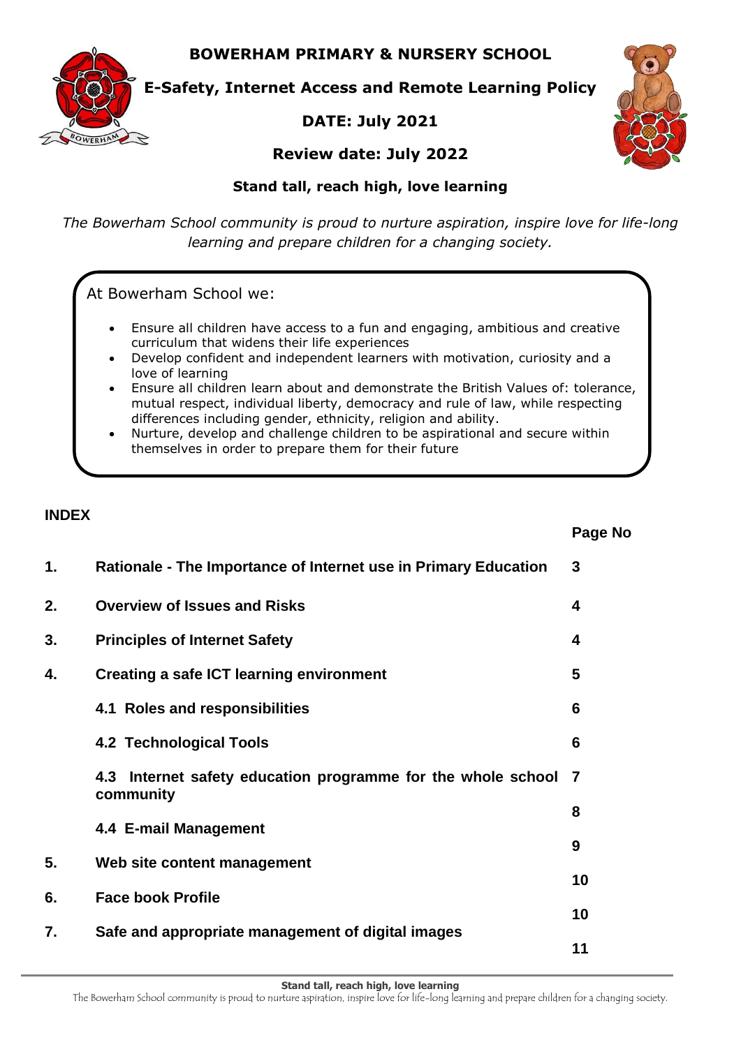# BOWERHAM PRIMARY & NURSERY SCHOOL

## E-Safety, Internet Access and Remote Learning Policy

**DATE: July 2021**

**Review date: July 2022**

**Stand tall, reach high, love learning**

*The Bowerham School community is proud to nurture aspiration, inspire love for life-long learning and prepare children for a changing society.*

At Bowerham School we:

- Ensure all children have access to a fun and engaging, ambitious and creative curriculum that widens their life experiences
- Develop confident and independent learners with motivation, curiosity and a love of learning
- Ensure all children learn about and demonstrate the British Values of: tolerance, mutual respect, individual liberty, democracy and rule of law, while respecting differences including gender, ethnicity, religion and ability.
- Nurture, develop and challenge children to be aspirational and secure within themselves in order to prepare them for their future

## INDEX

| | | Page No |
|---|---|---|
| **1.** | **Rationale - The Importance of Internet use in Primary Education** | **3** |
| **2.** | **Overview of Issues and Risks** | **4** |
| **3.** | **Principles of Internet Safety** | **4** |
| **4.** | **Creating a safe ICT learning environment** | **5** |
| | **4.1 Roles and responsibilities** | **6** |
| | **4.2 Technological Tools** | **6** |
| | **4.3 Internet safety education programme for the whole school community** | **7** |
| | **4.4 E-mail Management** | **8** |
| **5.** | **Web site content management** | **9** |
| **6.** | **Face book Profile** | **10** |
| **7.** | **Safe and appropriate management of digital images** | **10** |
| | | **11** |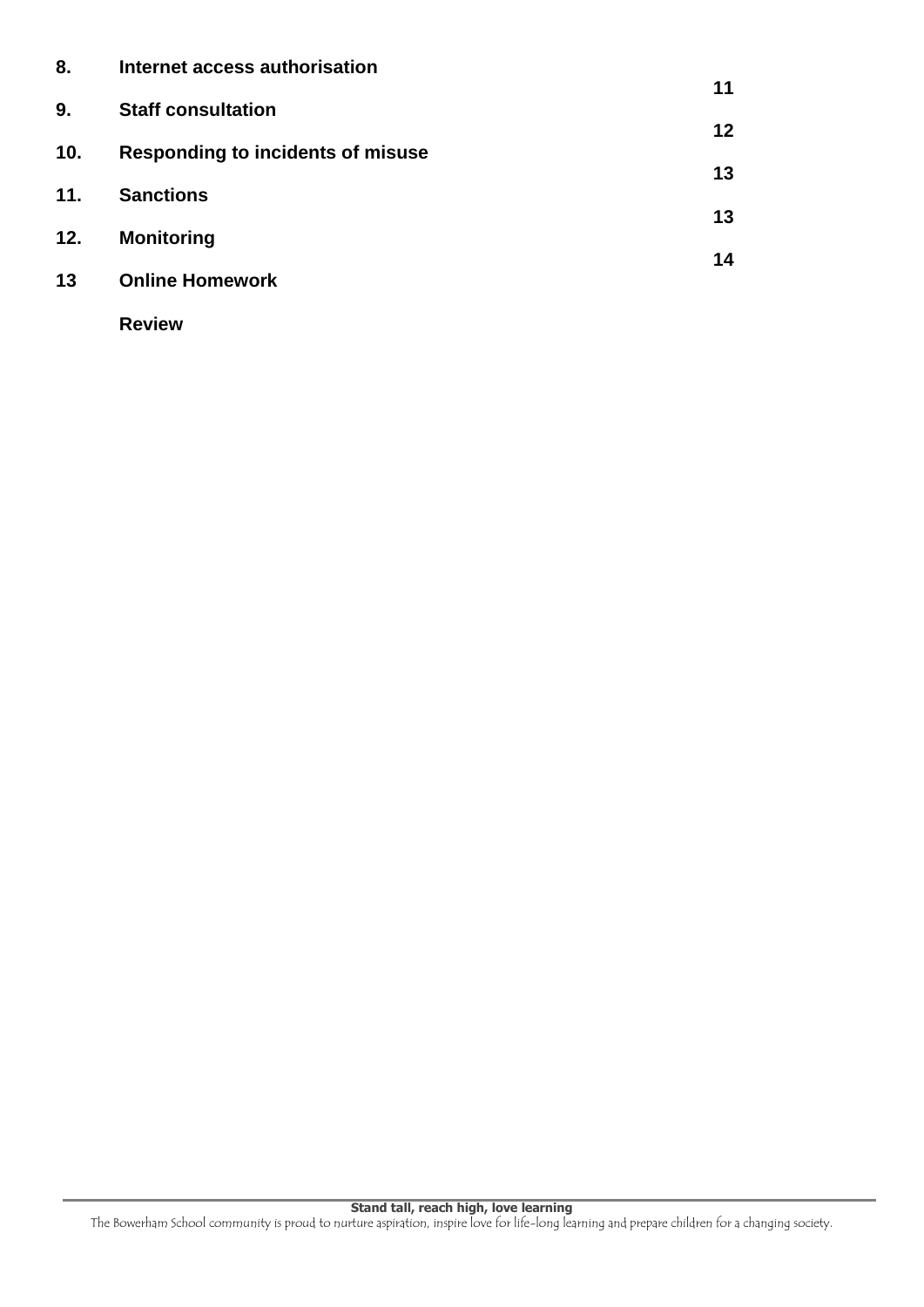| | | |
|---|---|---|
| **8.** | **Internet access authorisation** | **11** |
| **9.** | **Staff consultation** | **12** |
| **10.** | **Responding to incidents of misuse** | **13** |
| **11.** | **Sanctions** | **13** |
| **12.** | **Monitoring** | **14** |
| **13** | **Online Homework** | |
| | **Review** | |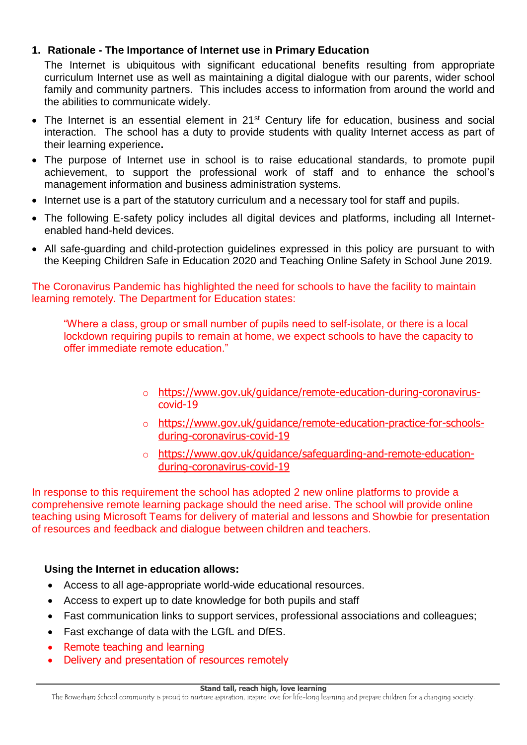## 1. Rationale - The Importance of Internet use in Primary Education

The Internet is ubiquitous with significant educational benefits resulting from appropriate curriculum Internet use as well as maintaining a digital dialogue with our parents, wider school family and community partners. This includes access to information from around the world and the abilities to communicate widely.

- The Internet is an essential element in 21st Century life for education, business and social interaction. The school has a duty to provide students with quality Internet access as part of their learning experience.
- The purpose of Internet use in school is to raise educational standards, to promote pupil achievement, to support the professional work of staff and to enhance the school's management information and business administration systems.
- Internet use is a part of the statutory curriculum and a necessary tool for staff and pupils.
- The following E-safety policy includes all digital devices and platforms, including all Internet-enabled hand-held devices.
- All safe-guarding and child-protection guidelines expressed in this policy are pursuant to with the Keeping Children Safe in Education 2020 and Teaching Online Safety in School June 2019.

The Coronavirus Pandemic has highlighted the need for schools to have the facility to maintain learning remotely. The Department for Education states:

> "Where a class, group or small number of pupils need to self-isolate, or there is a local lockdown requiring pupils to remain at home, we expect schools to have the capacity to offer immediate remote education."

- https://www.gov.uk/guidance/remote-education-during-coronavirus-covid-19
- https://www.gov.uk/guidance/remote-education-practice-for-schools-during-coronavirus-covid-19
- https://www.gov.uk/guidance/safeguarding-and-remote-education-during-coronavirus-covid-19

In response to this requirement the school has adopted 2 new online platforms to provide a comprehensive remote learning package should the need arise. The school will provide online teaching using Microsoft Teams for delivery of material and lessons and Showbie for presentation of resources and feedback and dialogue between children and teachers.

**Using the Internet in education allows:**

- Access to all age-appropriate world-wide educational resources.
- Access to expert up to date knowledge for both pupils and staff
- Fast communication links to support services, professional associations and colleagues;
- Fast exchange of data with the LGfL and DfES.
- Remote teaching and learning
- Delivery and presentation of resources remotely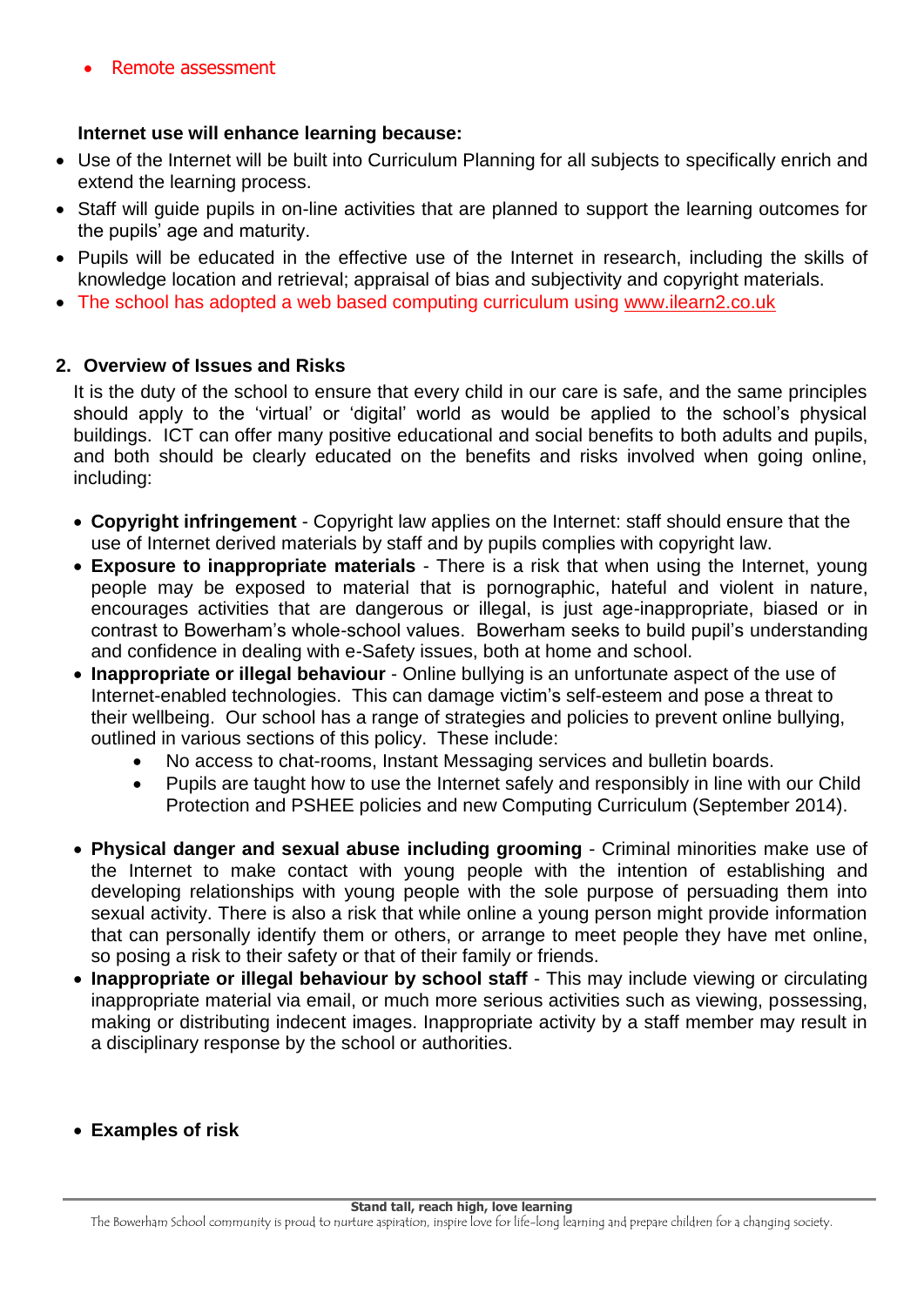- Remote assessment

**Internet use will enhance learning because:**

- Use of the Internet will be built into Curriculum Planning for all subjects to specifically enrich and extend the learning process.
- Staff will guide pupils in on-line activities that are planned to support the learning outcomes for the pupils' age and maturity.
- Pupils will be educated in the effective use of the Internet in research, including the skills of knowledge location and retrieval; appraisal of bias and subjectivity and copyright materials.
- The school has adopted a web based computing curriculum using [www.ilearn2.co.uk](http://www.ilearn2.co.uk)

## 2. Overview of Issues and Risks

It is the duty of the school to ensure that every child in our care is safe, and the same principles should apply to the 'virtual' or 'digital' world as would be applied to the school's physical buildings. ICT can offer many positive educational and social benefits to both adults and pupils, and both should be clearly educated on the benefits and risks involved when going online, including:

- **Copyright infringement** - Copyright law applies on the Internet: staff should ensure that the use of Internet derived materials by staff and by pupils complies with copyright law.
- **Exposure to inappropriate materials** - There is a risk that when using the Internet, young people may be exposed to material that is pornographic, hateful and violent in nature, encourages activities that are dangerous or illegal, is just age-inappropriate, biased or in contrast to Bowerham's whole-school values. Bowerham seeks to build pupil's understanding and confidence in dealing with e-Safety issues, both at home and school.
- **Inappropriate or illegal behaviour** - Online bullying is an unfortunate aspect of the use of Internet-enabled technologies. This can damage victim's self-esteem and pose a threat to their wellbeing. Our school has a range of strategies and policies to prevent online bullying, outlined in various sections of this policy. These include:
  - No access to chat-rooms, Instant Messaging services and bulletin boards.
  - Pupils are taught how to use the Internet safely and responsibly in line with our Child Protection and PSHEE policies and new Computing Curriculum (September 2014).
- **Physical danger and sexual abuse including grooming** - Criminal minorities make use of the Internet to make contact with young people with the intention of establishing and developing relationships with young people with the sole purpose of persuading them into sexual activity. There is also a risk that while online a young person might provide information that can personally identify them or others, or arrange to meet people they have met online, so posing a risk to their safety or that of their family or friends.
- **Inappropriate or illegal behaviour by school staff** - This may include viewing or circulating inappropriate material via email, or much more serious activities such as viewing, possessing, making or distributing indecent images. Inappropriate activity by a staff member may result in a disciplinary response by the school or authorities.

- **Examples of risk**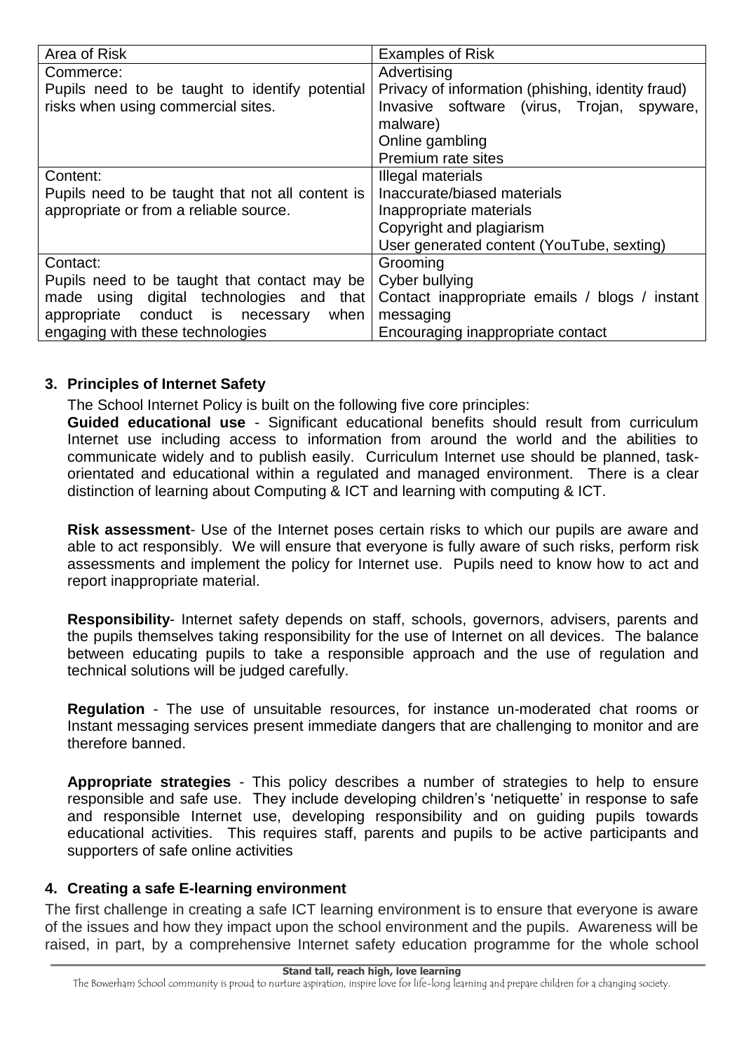| Area of Risk | Examples of Risk |
| --- | --- |
| Commerce:<br>Pupils need to be taught to identify potential risks when using commercial sites. | Advertising<br>Privacy of information (phishing, identity fraud)<br>Invasive software (virus, Trojan, spyware, malware)<br>Online gambling<br>Premium rate sites |
| Content:<br>Pupils need to be taught that not all content is appropriate or from a reliable source. | Illegal materials<br>Inaccurate/biased materials<br>Inappropriate materials<br>Copyright and plagiarism<br>User generated content (YouTube, sexting) |
| Contact:<br>Pupils need to be taught that contact may be made using digital technologies and that appropriate conduct is necessary when engaging with these technologies | Grooming<br>Cyber bullying<br>Contact inappropriate emails / blogs / instant messaging<br>Encouraging inappropriate contact |

## 3. Principles of Internet Safety

The School Internet Policy is built on the following five core principles:

**Guided educational use** - Significant educational benefits should result from curriculum Internet use including access to information from around the world and the abilities to communicate widely and to publish easily. Curriculum Internet use should be planned, task-orientated and educational within a regulated and managed environment. There is a clear distinction of learning about Computing & ICT and learning with computing & ICT.

**Risk assessment**- Use of the Internet poses certain risks to which our pupils are aware and able to act responsibly. We will ensure that everyone is fully aware of such risks, perform risk assessments and implement the policy for Internet use. Pupils need to know how to act and report inappropriate material.

**Responsibility**- Internet safety depends on staff, schools, governors, advisers, parents and the pupils themselves taking responsibility for the use of Internet on all devices. The balance between educating pupils to take a responsible approach and the use of regulation and technical solutions will be judged carefully.

**Regulation** - The use of unsuitable resources, for instance un-moderated chat rooms or Instant messaging services present immediate dangers that are challenging to monitor and are therefore banned.

**Appropriate strategies** - This policy describes a number of strategies to help to ensure responsible and safe use. They include developing children's 'netiquette' in response to safe and responsible Internet use, developing responsibility and on guiding pupils towards educational activities. This requires staff, parents and pupils to be active participants and supporters of safe online activities

## 4. Creating a safe E-learning environment

The first challenge in creating a safe ICT learning environment is to ensure that everyone is aware of the issues and how they impact upon the school environment and the pupils. Awareness will be raised, in part, by a comprehensive Internet safety education programme for the whole school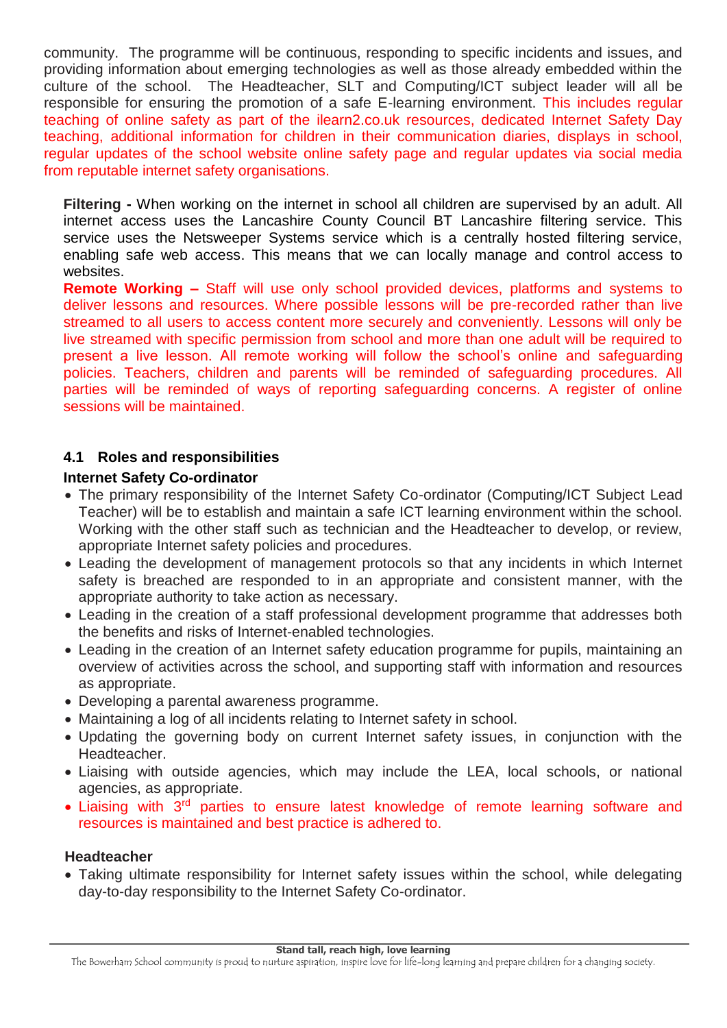community. The programme will be continuous, responding to specific incidents and issues, and providing information about emerging technologies as well as those already embedded within the culture of the school. The Headteacher, SLT and Computing/ICT subject leader will all be responsible for ensuring the promotion of a safe E-learning environment. This includes regular teaching of online safety as part of the ilearn2.co.uk resources, dedicated Internet Safety Day teaching, additional information for children in their communication diaries, displays in school, regular updates of the school website online safety page and regular updates via social media from reputable internet safety organisations.

**Filtering -** When working on the internet in school all children are supervised by an adult. All internet access uses the Lancashire County Council BT Lancashire filtering service. This service uses the Netsweeper Systems service which is a centrally hosted filtering service, enabling safe web access. This means that we can locally manage and control access to websites.

**Remote Working –** Staff will use only school provided devices, platforms and systems to deliver lessons and resources. Where possible lessons will be pre-recorded rather than live streamed to all users to access content more securely and conveniently. Lessons will only be live streamed with specific permission from school and more than one adult will be required to present a live lesson. All remote working will follow the school's online and safeguarding policies. Teachers, children and parents will be reminded of safeguarding procedures. All parties will be reminded of ways of reporting safeguarding concerns. A register of online sessions will be maintained.

### 4.1 Roles and responsibilities

**Internet Safety Co-ordinator**

- The primary responsibility of the Internet Safety Co-ordinator (Computing/ICT Subject Lead Teacher) will be to establish and maintain a safe ICT learning environment within the school. Working with the other staff such as technician and the Headteacher to develop, or review, appropriate Internet safety policies and procedures.
- Leading the development of management protocols so that any incidents in which Internet safety is breached are responded to in an appropriate and consistent manner, with the appropriate authority to take action as necessary.
- Leading in the creation of a staff professional development programme that addresses both the benefits and risks of Internet-enabled technologies.
- Leading in the creation of an Internet safety education programme for pupils, maintaining an overview of activities across the school, and supporting staff with information and resources as appropriate.
- Developing a parental awareness programme.
- Maintaining a log of all incidents relating to Internet safety in school.
- Updating the governing body on current Internet safety issues, in conjunction with the Headteacher.
- Liaising with outside agencies, which may include the LEA, local schools, or national agencies, as appropriate.
- Liaising with 3rd parties to ensure latest knowledge of remote learning software and resources is maintained and best practice is adhered to.

**Headteacher**

- Taking ultimate responsibility for Internet safety issues within the school, while delegating day-to-day responsibility to the Internet Safety Co-ordinator.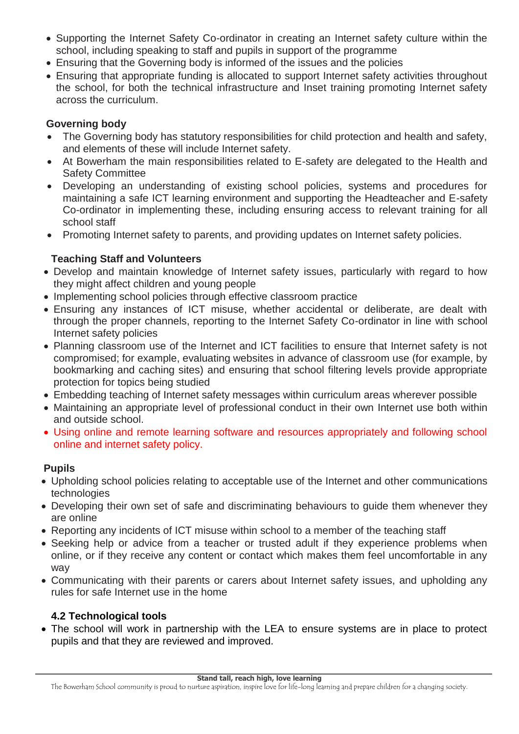- Supporting the Internet Safety Co-ordinator in creating an Internet safety culture within the school, including speaking to staff and pupils in support of the programme
- Ensuring that the Governing body is informed of the issues and the policies
- Ensuring that appropriate funding is allocated to support Internet safety activities throughout the school, for both the technical infrastructure and Inset training promoting Internet safety across the curriculum.

**Governing body**

- The Governing body has statutory responsibilities for child protection and health and safety, and elements of these will include Internet safety.
- At Bowerham the main responsibilities related to E-safety are delegated to the Health and Safety Committee
- Developing an understanding of existing school policies, systems and procedures for maintaining a safe ICT learning environment and supporting the Headteacher and E-safety Co-ordinator in implementing these, including ensuring access to relevant training for all school staff
- Promoting Internet safety to parents, and providing updates on Internet safety policies.

**Teaching Staff and Volunteers**

- Develop and maintain knowledge of Internet safety issues, particularly with regard to how they might affect children and young people
- Implementing school policies through effective classroom practice
- Ensuring any instances of ICT misuse, whether accidental or deliberate, are dealt with through the proper channels, reporting to the Internet Safety Co-ordinator in line with school Internet safety policies
- Planning classroom use of the Internet and ICT facilities to ensure that Internet safety is not compromised; for example, evaluating websites in advance of classroom use (for example, by bookmarking and caching sites) and ensuring that school filtering levels provide appropriate protection for topics being studied
- Embedding teaching of Internet safety messages within curriculum areas wherever possible
- Maintaining an appropriate level of professional conduct in their own Internet use both within and outside school.
- Using online and remote learning software and resources appropriately and following school online and internet safety policy.

**Pupils**

- Upholding school policies relating to acceptable use of the Internet and other communications technologies
- Developing their own set of safe and discriminating behaviours to guide them whenever they are online
- Reporting any incidents of ICT misuse within school to a member of the teaching staff
- Seeking help or advice from a teacher or trusted adult if they experience problems when online, or if they receive any content or contact which makes them feel uncomfortable in any way
- Communicating with their parents or carers about Internet safety issues, and upholding any rules for safe Internet use in the home

**4.2 Technological tools**

- The school will work in partnership with the LEA to ensure systems are in place to protect pupils and that they are reviewed and improved.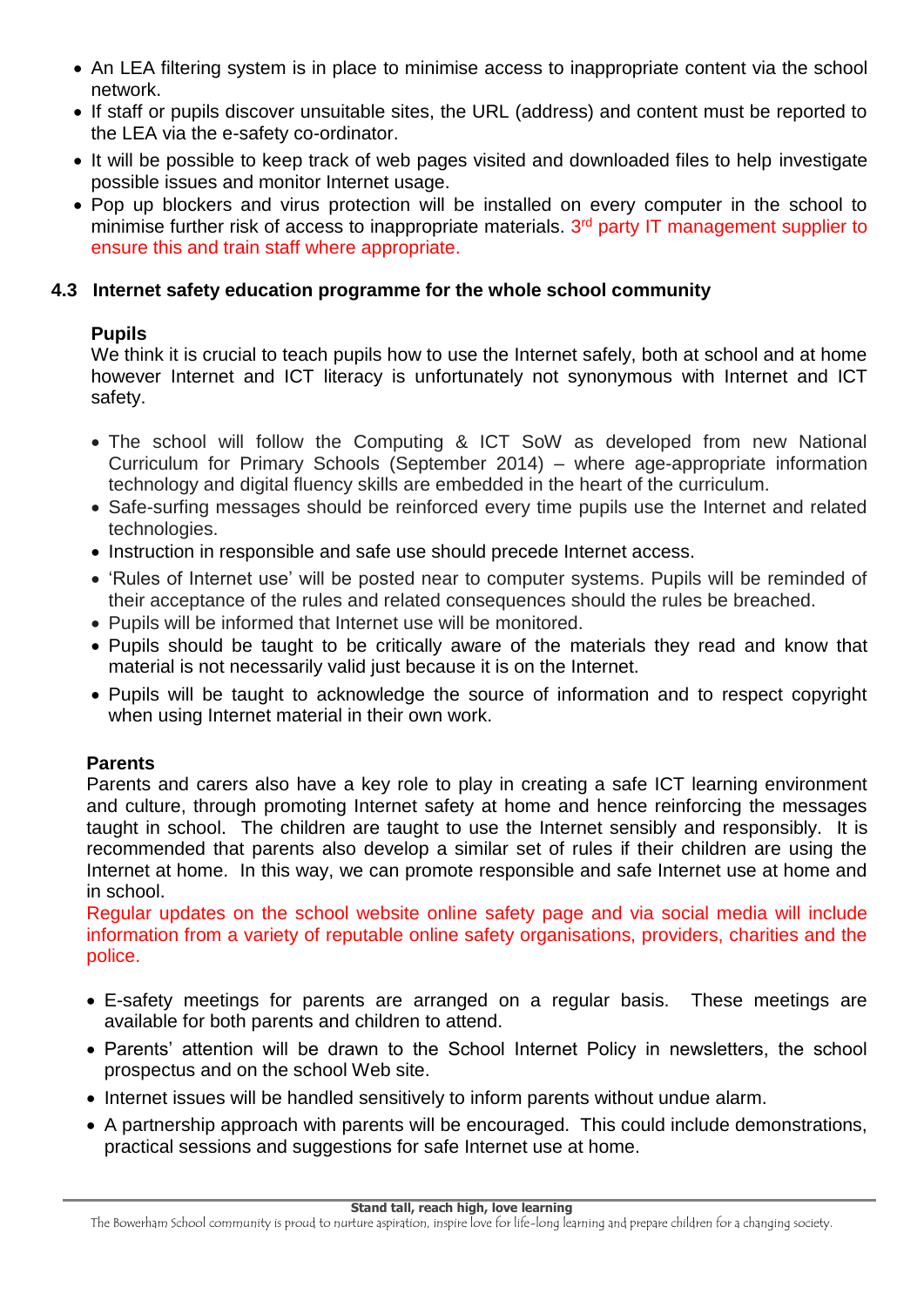- An LEA filtering system is in place to minimise access to inappropriate content via the school network.
- If staff or pupils discover unsuitable sites, the URL (address) and content must be reported to the LEA via the e-safety co-ordinator.
- It will be possible to keep track of web pages visited and downloaded files to help investigate possible issues and monitor Internet usage.
- Pop up blockers and virus protection will be installed on every computer in the school to minimise further risk of access to inappropriate materials. 3rd party IT management supplier to ensure this and train staff where appropriate.

### 4.3 Internet safety education programme for the whole school community

**Pupils**

We think it is crucial to teach pupils how to use the Internet safely, both at school and at home however Internet and ICT literacy is unfortunately not synonymous with Internet and ICT safety.

- The school will follow the Computing & ICT SoW as developed from new National Curriculum for Primary Schools (September 2014) – where age-appropriate information technology and digital fluency skills are embedded in the heart of the curriculum.
- Safe-surfing messages should be reinforced every time pupils use the Internet and related technologies.
- Instruction in responsible and safe use should precede Internet access.
- 'Rules of Internet use' will be posted near to computer systems. Pupils will be reminded of their acceptance of the rules and related consequences should the rules be breached.
- Pupils will be informed that Internet use will be monitored.
- Pupils should be taught to be critically aware of the materials they read and know that material is not necessarily valid just because it is on the Internet.
- Pupils will be taught to acknowledge the source of information and to respect copyright when using Internet material in their own work.

**Parents**

Parents and carers also have a key role to play in creating a safe ICT learning environment and culture, through promoting Internet safety at home and hence reinforcing the messages taught in school. The children are taught to use the Internet sensibly and responsibly. It is recommended that parents also develop a similar set of rules if their children are using the Internet at home. In this way, we can promote responsible and safe Internet use at home and in school.

Regular updates on the school website online safety page and via social media will include information from a variety of reputable online safety organisations, providers, charities and the police.

- E-safety meetings for parents are arranged on a regular basis. These meetings are available for both parents and children to attend.
- Parents' attention will be drawn to the School Internet Policy in newsletters, the school prospectus and on the school Web site.
- Internet issues will be handled sensitively to inform parents without undue alarm.
- A partnership approach with parents will be encouraged. This could include demonstrations, practical sessions and suggestions for safe Internet use at home.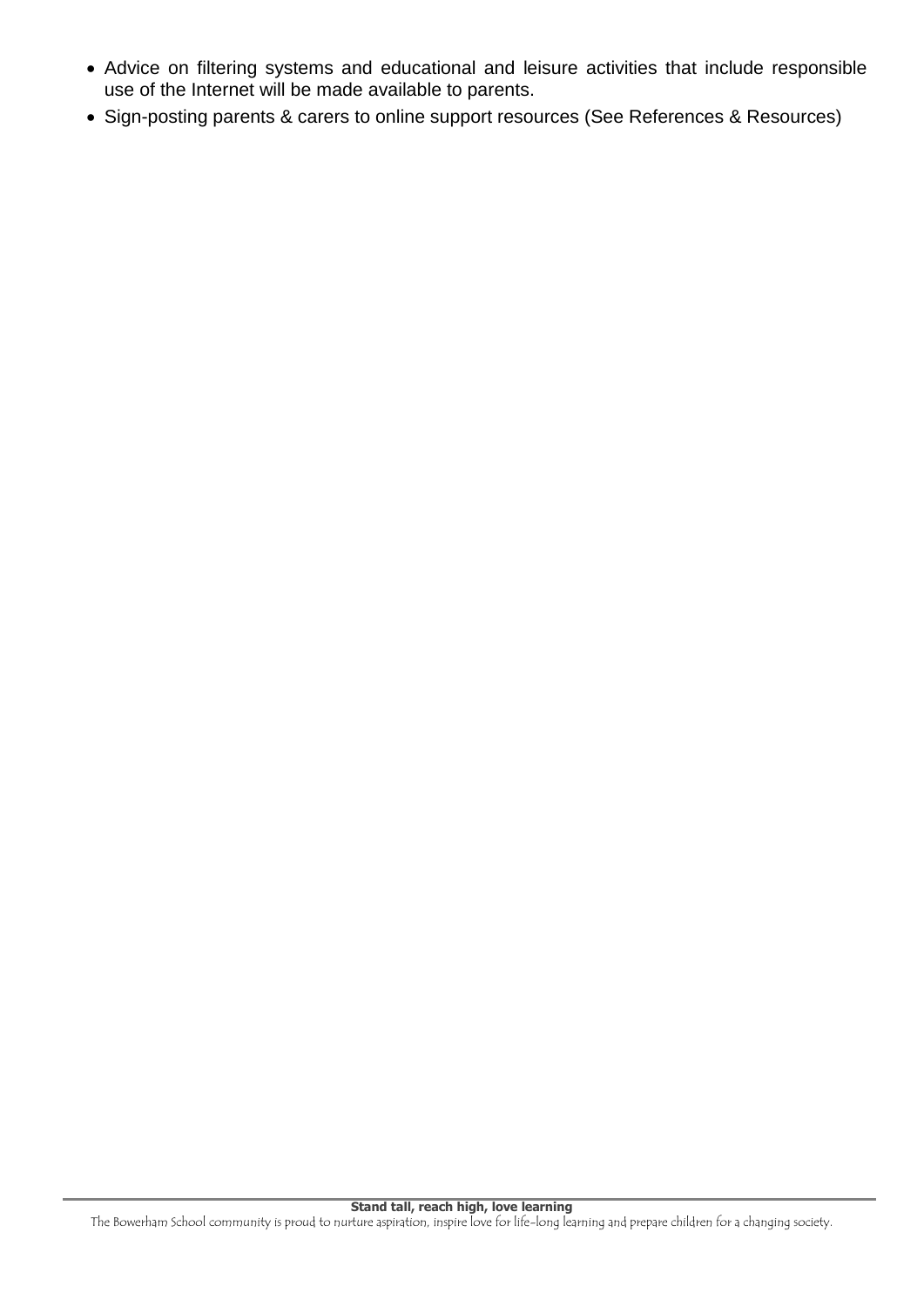- Advice on filtering systems and educational and leisure activities that include responsible use of the Internet will be made available to parents.
- Sign-posting parents & carers to online support resources (See References & Resources)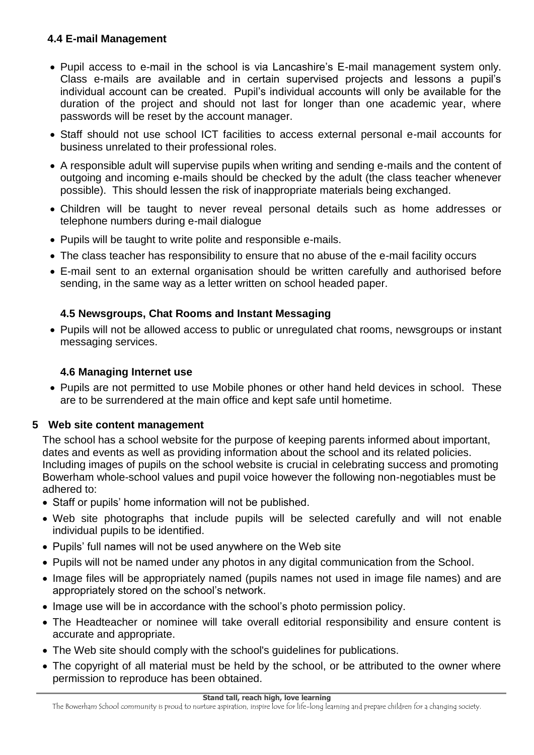### 4.4 E-mail Management

- Pupil access to e-mail in the school is via Lancashire's E-mail management system only. Class e-mails are available and in certain supervised projects and lessons a pupil's individual account can be created. Pupil's individual accounts will only be available for the duration of the project and should not last for longer than one academic year, where passwords will be reset by the account manager.
- Staff should not use school ICT facilities to access external personal e-mail accounts for business unrelated to their professional roles.
- A responsible adult will supervise pupils when writing and sending e-mails and the content of outgoing and incoming e-mails should be checked by the adult (the class teacher whenever possible). This should lessen the risk of inappropriate materials being exchanged.
- Children will be taught to never reveal personal details such as home addresses or telephone numbers during e-mail dialogue
- Pupils will be taught to write polite and responsible e-mails.
- The class teacher has responsibility to ensure that no abuse of the e-mail facility occurs
- E-mail sent to an external organisation should be written carefully and authorised before sending, in the same way as a letter written on school headed paper.

### 4.5 Newsgroups, Chat Rooms and Instant Messaging

- Pupils will not be allowed access to public or unregulated chat rooms, newsgroups or instant messaging services.

### 4.6 Managing Internet use

- Pupils are not permitted to use Mobile phones or other hand held devices in school. These are to be surrendered at the main office and kept safe until hometime.

## 5 Web site content management

The school has a school website for the purpose of keeping parents informed about important, dates and events as well as providing information about the school and its related policies. Including images of pupils on the school website is crucial in celebrating success and promoting Bowerham whole-school values and pupil voice however the following non-negotiables must be adhered to:

- Staff or pupils' home information will not be published.
- Web site photographs that include pupils will be selected carefully and will not enable individual pupils to be identified.
- Pupils' full names will not be used anywhere on the Web site
- Pupils will not be named under any photos in any digital communication from the School.
- Image files will be appropriately named (pupils names not used in image file names) and are appropriately stored on the school's network.
- Image use will be in accordance with the school's photo permission policy.
- The Headteacher or nominee will take overall editorial responsibility and ensure content is accurate and appropriate.
- The Web site should comply with the school's guidelines for publications.
- The copyright of all material must be held by the school, or be attributed to the owner where permission to reproduce has been obtained.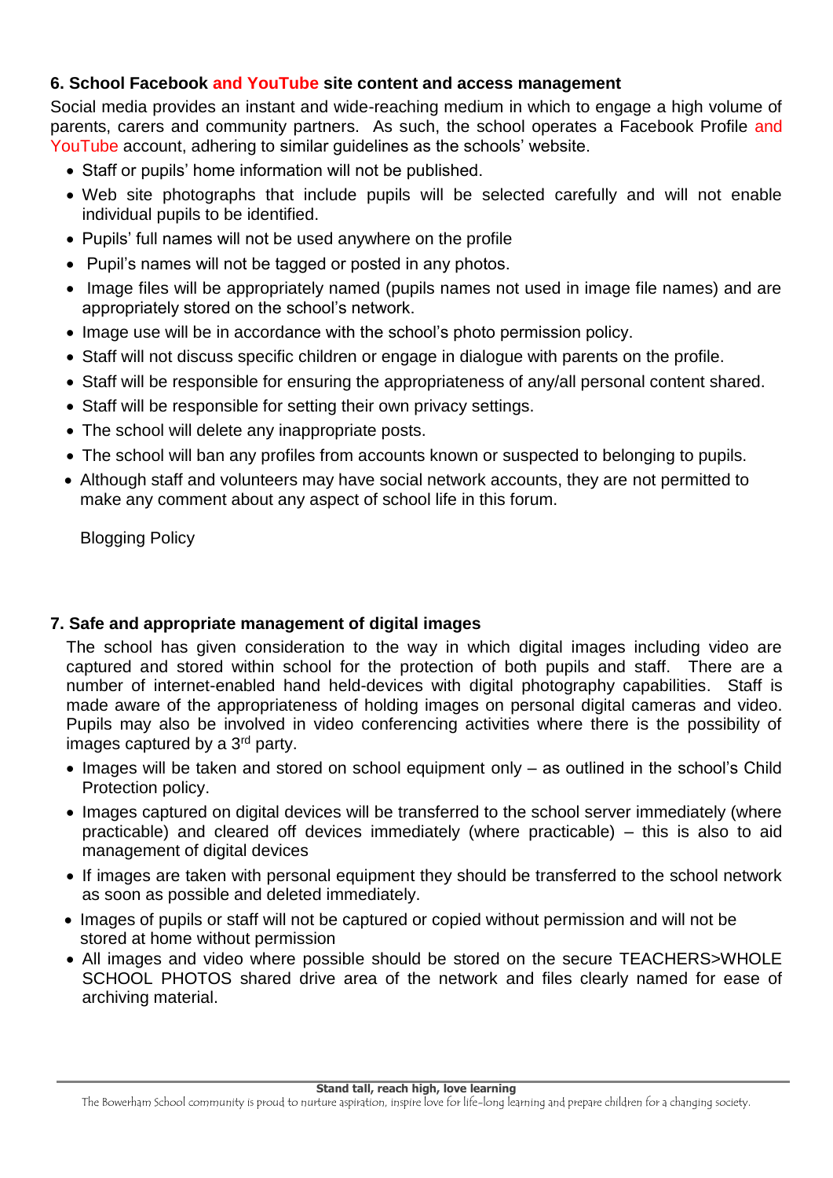## 6. School Facebook and YouTube site content and access management

Social media provides an instant and wide-reaching medium in which to engage a high volume of parents, carers and community partners. As such, the school operates a Facebook Profile and YouTube account, adhering to similar guidelines as the schools' website.

- Staff or pupils' home information will not be published.
- Web site photographs that include pupils will be selected carefully and will not enable individual pupils to be identified.
- Pupils' full names will not be used anywhere on the profile
- Pupil's names will not be tagged or posted in any photos.
- Image files will be appropriately named (pupils names not used in image file names) and are appropriately stored on the school's network.
- Image use will be in accordance with the school's photo permission policy.
- Staff will not discuss specific children or engage in dialogue with parents on the profile.
- Staff will be responsible for ensuring the appropriateness of any/all personal content shared.
- Staff will be responsible for setting their own privacy settings.
- The school will delete any inappropriate posts.
- The school will ban any profiles from accounts known or suspected to belonging to pupils.
- Although staff and volunteers may have social network accounts, they are not permitted to make any comment about any aspect of school life in this forum.

Blogging Policy

## 7. Safe and appropriate management of digital images

The school has given consideration to the way in which digital images including video are captured and stored within school for the protection of both pupils and staff. There are a number of internet-enabled hand held-devices with digital photography capabilities. Staff is made aware of the appropriateness of holding images on personal digital cameras and video. Pupils may also be involved in video conferencing activities where there is the possibility of images captured by a 3rd party.

- Images will be taken and stored on school equipment only – as outlined in the school's Child Protection policy.
- Images captured on digital devices will be transferred to the school server immediately (where practicable) and cleared off devices immediately (where practicable) – this is also to aid management of digital devices
- If images are taken with personal equipment they should be transferred to the school network as soon as possible and deleted immediately.
- Images of pupils or staff will not be captured or copied without permission and will not be stored at home without permission
- All images and video where possible should be stored on the secure TEACHERS>WHOLE SCHOOL PHOTOS shared drive area of the network and files clearly named for ease of archiving material.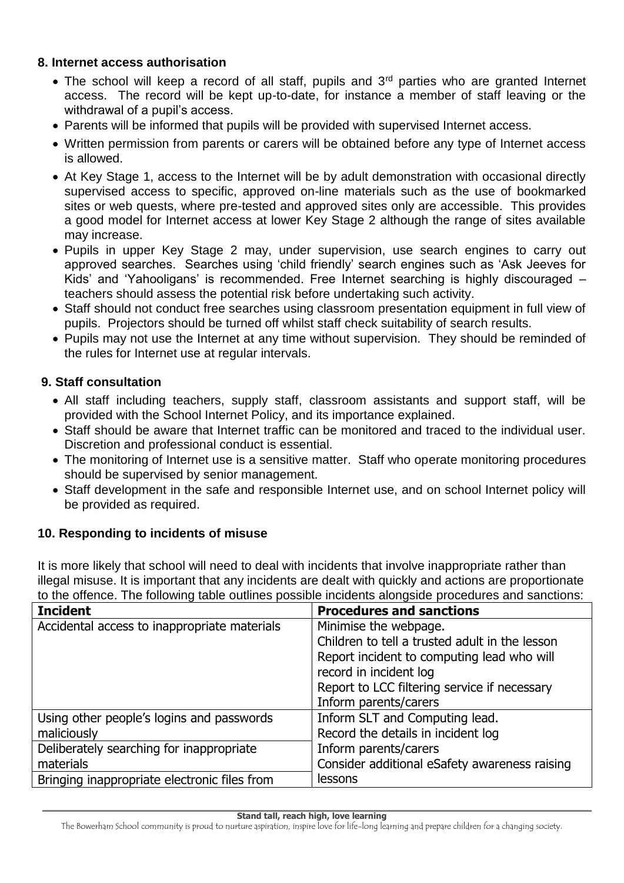## 8. Internet access authorisation

- The school will keep a record of all staff, pupils and 3rd parties who are granted Internet access. The record will be kept up-to-date, for instance a member of staff leaving or the withdrawal of a pupil's access.
- Parents will be informed that pupils will be provided with supervised Internet access.
- Written permission from parents or carers will be obtained before any type of Internet access is allowed.
- At Key Stage 1, access to the Internet will be by adult demonstration with occasional directly supervised access to specific, approved on-line materials such as the use of bookmarked sites or web quests, where pre-tested and approved sites only are accessible. This provides a good model for Internet access at lower Key Stage 2 although the range of sites available may increase.
- Pupils in upper Key Stage 2 may, under supervision, use search engines to carry out approved searches. Searches using 'child friendly' search engines such as 'Ask Jeeves for Kids' and 'Yahooligans' is recommended. Free Internet searching is highly discouraged – teachers should assess the potential risk before undertaking such activity.
- Staff should not conduct free searches using classroom presentation equipment in full view of pupils. Projectors should be turned off whilst staff check suitability of search results.
- Pupils may not use the Internet at any time without supervision. They should be reminded of the rules for Internet use at regular intervals.

## 9. Staff consultation

- All staff including teachers, supply staff, classroom assistants and support staff, will be provided with the School Internet Policy, and its importance explained.
- Staff should be aware that Internet traffic can be monitored and traced to the individual user. Discretion and professional conduct is essential.
- The monitoring of Internet use is a sensitive matter. Staff who operate monitoring procedures should be supervised by senior management.
- Staff development in the safe and responsible Internet use, and on school Internet policy will be provided as required.

## 10. Responding to incidents of misuse

It is more likely that school will need to deal with incidents that involve inappropriate rather than illegal misuse. It is important that any incidents are dealt with quickly and actions are proportionate to the offence. The following table outlines possible incidents alongside procedures and sanctions:

| **Incident** | **Procedures and sanctions** |
|---|---|
| Accidental access to inappropriate materials | Minimise the webpage.<br>Children to tell a trusted adult in the lesson<br>Report incident to computing lead who will record in incident log<br>Report to LCC filtering service if necessary<br>Inform parents/carers |
| Using other people's logins and passwords maliciously | Inform SLT and Computing lead.<br>Record the details in incident log<br>Inform parents/carers<br>Consider additional eSafety awareness raising lessons |
| Deliberately searching for inappropriate materials | |
| Bringing inappropriate electronic files from | |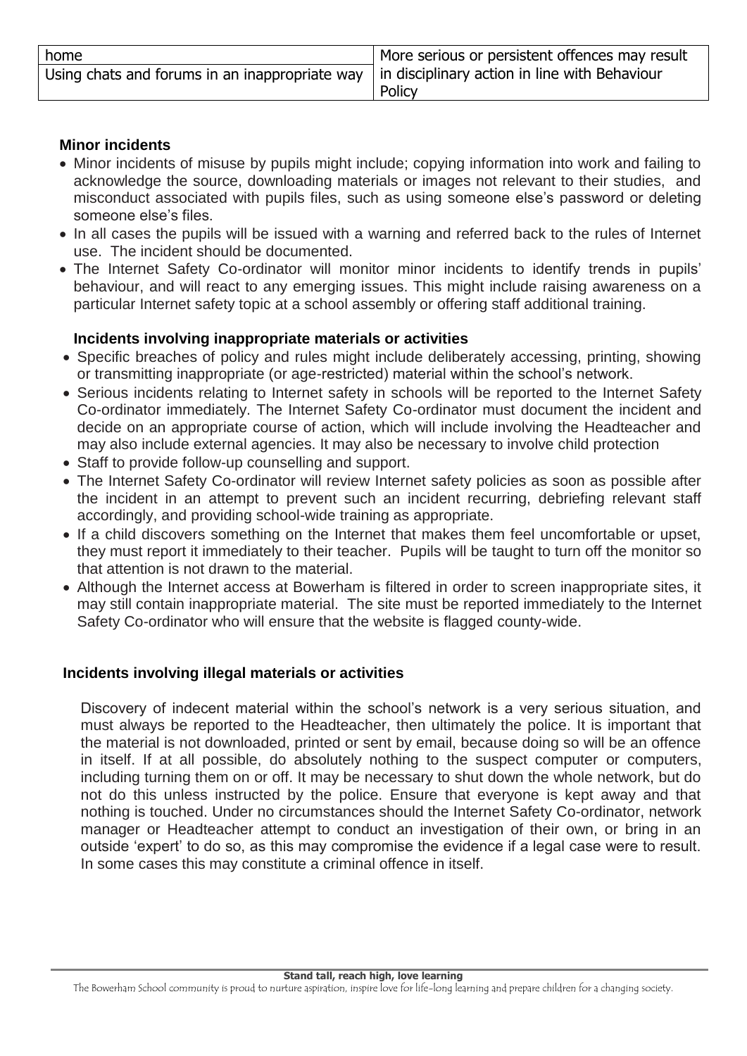| home | More serious or persistent offences may result in disciplinary action in line with Behaviour Policy |
|---|---|
| Using chats and forums in an inappropriate way | |

### Minor incidents

- Minor incidents of misuse by pupils might include; copying information into work and failing to acknowledge the source, downloading materials or images not relevant to their studies, and misconduct associated with pupils files, such as using someone else's password or deleting someone else's files.
- In all cases the pupils will be issued with a warning and referred back to the rules of Internet use. The incident should be documented.
- The Internet Safety Co-ordinator will monitor minor incidents to identify trends in pupils' behaviour, and will react to any emerging issues. This might include raising awareness on a particular Internet safety topic at a school assembly or offering staff additional training.

### Incidents involving inappropriate materials or activities

- Specific breaches of policy and rules might include deliberately accessing, printing, showing or transmitting inappropriate (or age-restricted) material within the school's network.
- Serious incidents relating to Internet safety in schools will be reported to the Internet Safety Co-ordinator immediately. The Internet Safety Co-ordinator must document the incident and decide on an appropriate course of action, which will include involving the Headteacher and may also include external agencies. It may also be necessary to involve child protection
- Staff to provide follow-up counselling and support.
- The Internet Safety Co-ordinator will review Internet safety policies as soon as possible after the incident in an attempt to prevent such an incident recurring, debriefing relevant staff accordingly, and providing school-wide training as appropriate.
- If a child discovers something on the Internet that makes them feel uncomfortable or upset, they must report it immediately to their teacher. Pupils will be taught to turn off the monitor so that attention is not drawn to the material.
- Although the Internet access at Bowerham is filtered in order to screen inappropriate sites, it may still contain inappropriate material. The site must be reported immediately to the Internet Safety Co-ordinator who will ensure that the website is flagged county-wide.

### Incidents involving illegal materials or activities

Discovery of indecent material within the school's network is a very serious situation, and must always be reported to the Headteacher, then ultimately the police. It is important that the material is not downloaded, printed or sent by email, because doing so will be an offence in itself. If at all possible, do absolutely nothing to the suspect computer or computers, including turning them on or off. It may be necessary to shut down the whole network, but do not do this unless instructed by the police. Ensure that everyone is kept away and that nothing is touched. Under no circumstances should the Internet Safety Co-ordinator, network manager or Headteacher attempt to conduct an investigation of their own, or bring in an outside 'expert' to do so, as this may compromise the evidence if a legal case were to result. In some cases this may constitute a criminal offence in itself.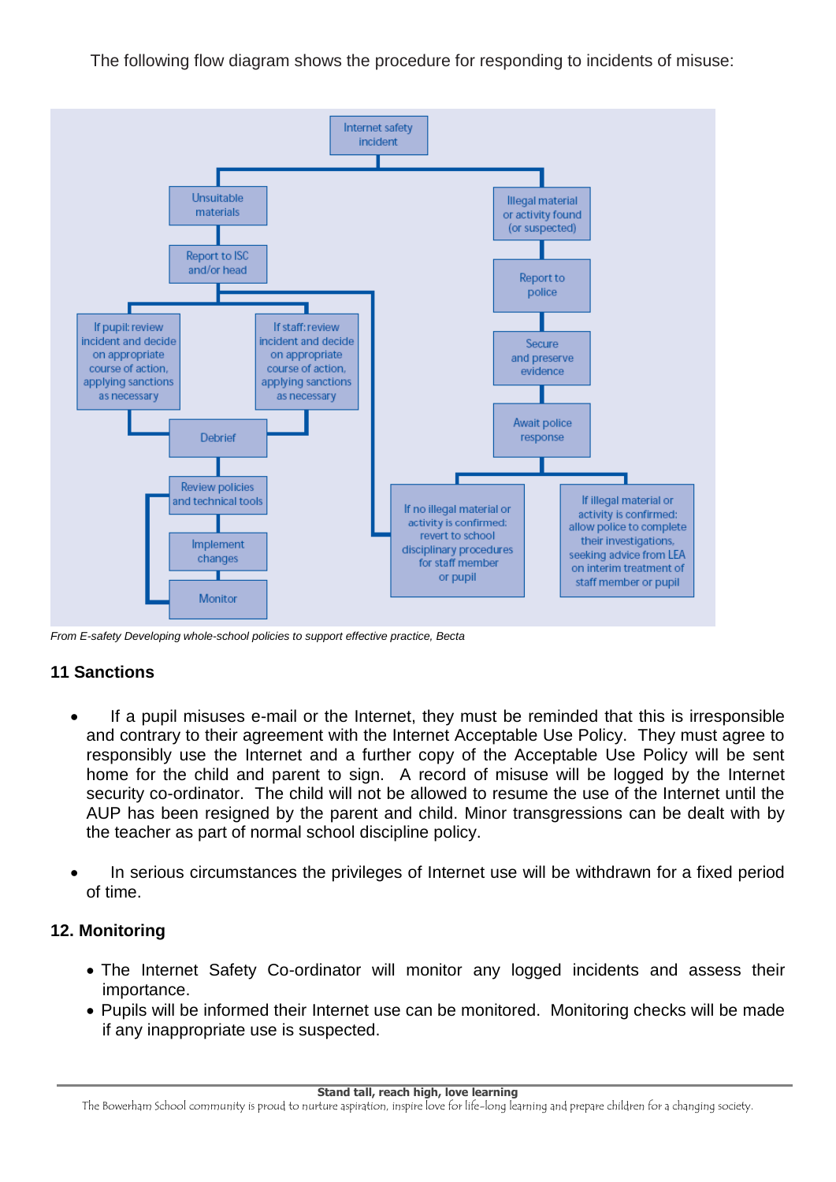The following flow diagram shows the procedure for responding to incidents of misuse:

- **Internet safety incident**
  - **Unsuitable materials**
    - Report to ISC and/or head
      - If pupil: review incident and decide on appropriate course of action, applying sanctions as necessary
      - If staff: review incident and decide on appropriate course of action, applying sanctions as necessary
      - → Debrief
        - → Review policies and technical tools
        - → Implement changes
        - → Monitor
  - **Illegal material or activity found (or suspected)**
    - Report to police
    - Secure and preserve evidence
    - Await police response
      - If no illegal material or activity is confirmed: revert to school disciplinary procedures for staff member or pupil
      - If illegal material or activity is confirmed: allow police to complete their investigations, seeking advice from LEA on interim treatment of staff member or pupil

*From E-safety Developing whole-school policies to support effective practice, Becta*

## 11 Sanctions

- If a pupil misuses e-mail or the Internet, they must be reminded that this is irresponsible and contrary to their agreement with the Internet Acceptable Use Policy. They must agree to responsibly use the Internet and a further copy of the Acceptable Use Policy will be sent home for the child and parent to sign. A record of misuse will be logged by the Internet security co-ordinator. The child will not be allowed to resume the use of the Internet until the AUP has been resigned by the parent and child. Minor transgressions can be dealt with by the teacher as part of normal school discipline policy.

- In serious circumstances the privileges of Internet use will be withdrawn for a fixed period of time.

## 12. Monitoring

- The Internet Safety Co-ordinator will monitor any logged incidents and assess their importance.
- Pupils will be informed their Internet use can be monitored. Monitoring checks will be made if any inappropriate use is suspected.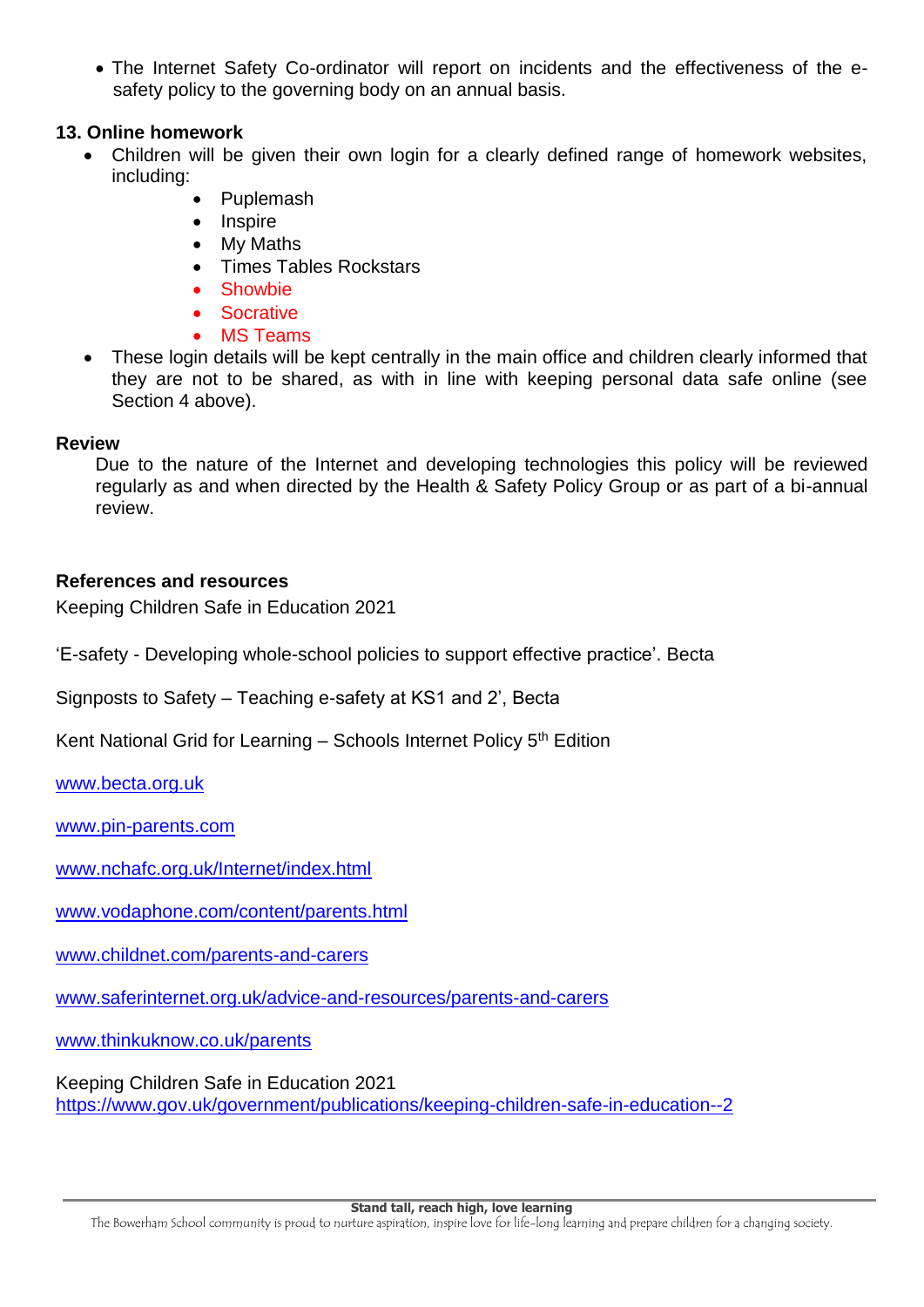- The Internet Safety Co-ordinator will report on incidents and the effectiveness of the e-safety policy to the governing body on an annual basis.

**13. Online homework**

- Children will be given their own login for a clearly defined range of homework websites, including:
  - Puplemash
  - Inspire
  - My Maths
  - Times Tables Rockstars
  - Showbie
  - Socrative
  - MS Teams
- These login details will be kept centrally in the main office and children clearly informed that they are not to be shared, as with in line with keeping personal data safe online (see Section 4 above).

**Review**

Due to the nature of the Internet and developing technologies this policy will be reviewed regularly as and when directed by the Health & Safety Policy Group or as part of a bi-annual review.

**References and resources**

Keeping Children Safe in Education 2021

'E-safety - Developing whole-school policies to support effective practice'. Becta

Signposts to Safety – Teaching e-safety at KS1 and 2', Becta

Kent National Grid for Learning – Schools Internet Policy 5th Edition

www.becta.org.uk

www.pin-parents.com

www.nchafc.org.uk/Internet/index.html

www.vodaphone.com/content/parents.html

www.childnet.com/parents-and-carers

www.saferinternet.org.uk/advice-and-resources/parents-and-carers

www.thinkuknow.co.uk/parents

Keeping Children Safe in Education 2021
https://www.gov.uk/government/publications/keeping-children-safe-in-education--2